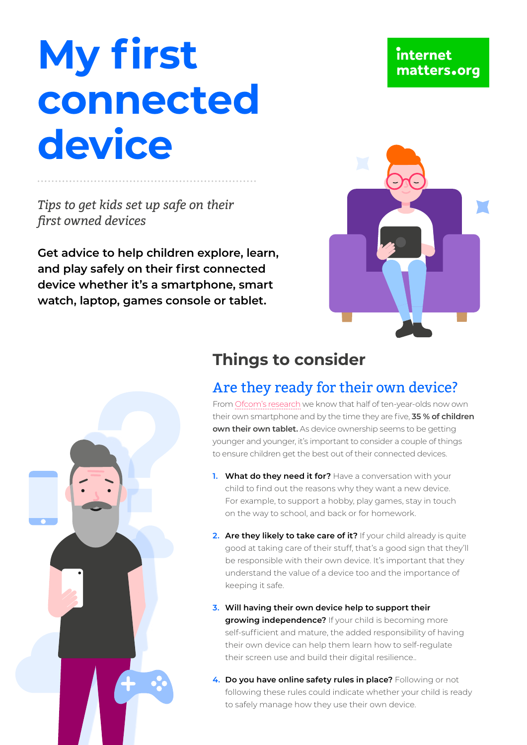# My first connected device

internet matters.org

*Tips to get kids set up safe on their first owned devices*

**Get advice to help children explore, learn, and play safely on their first connected device whether it's a smartphone, smart watch, laptop, games console or tablet.**

## Things to consider

### Are they ready for their own device?

From Ofcom's research we know that half of ten-year-olds now own their own smartphone and by the time they are five, **35 % of children own their own tablet.** As device ownership seems to be getting younger and younger, it's important to consider a couple of things to ensure children get the best out of their connected devices.

1. **What do they need it for?** Have a conversation with your child to find out the reasons why they want a new device. For example, to support a hobby, play games, stay in touch on the way to school, and back or for homework.

2. **Are they likely to take care of it?** If your child already is quite good at taking care of their stuff, that's a good sign that they'll be responsible with their own device. It's important that they understand the value of a device too and the importance of keeping it safe.

3. **Will having their own device help to support their growing independence?** If your child is becoming more self-sufficient and mature, the added responsibility of having their own device can help them learn how to self-regulate their screen use and build their digital resilience..

4. **Do you have online safety rules in place?** Following or not following these rules could indicate whether your child is ready to safely manage how they use their own device.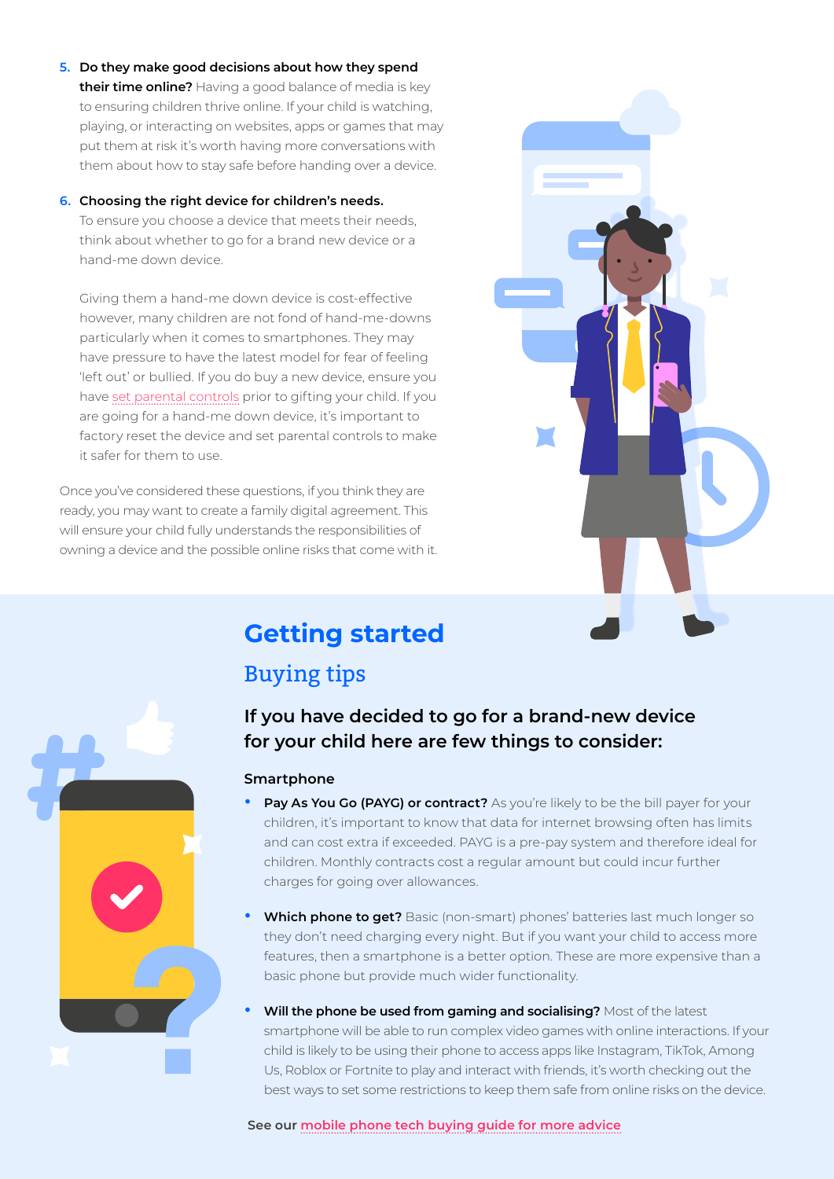5. **Do they make good decisions about how they spend their time online?** Having a good balance of media is key to ensuring children thrive online. If your child is watching, playing, or interacting on websites, apps or games that may put them at risk it's worth having more conversations with them about how to stay safe before handing over a device.

6. **Choosing the right device for children's needs.** To ensure you choose a device that meets their needs, think about whether to go for a brand new device or a hand-me down device.

   Giving them a hand-me down device is cost-effective however, many children are not fond of hand-me-downs particularly when it comes to smartphones. They may have pressure to have the latest model for fear of feeling 'left out' or bullied. If you do buy a new device, ensure you have set parental controls prior to gifting your child. If you are going for a hand-me down device, it's important to factory reset the device and set parental controls to make it safer for them to use.

Once you've considered these questions, if you think they are ready, you may want to create a family digital agreement. This will ensure your child fully understands the responsibilities of owning a device and the possible online risks that come with it.

# Getting started

## Buying tips

### If you have decided to go for a brand-new device for your child here are few things to consider:

**Smartphone**

- **Pay As You Go (PAYG) or contract?** As you're likely to be the bill payer for your children, it's important to know that data for internet browsing often has limits and can cost extra if exceeded. PAYG is a pre-pay system and therefore ideal for children. Monthly contracts cost a regular amount but could incur further charges for going over allowances.

- **Which phone to get?** Basic (non-smart) phones' batteries last much longer so they don't need charging every night. But if you want your child to access more features, then a smartphone is a better option. These are more expensive than a basic phone but provide much wider functionality.

- **Will the phone be used from gaming and socialising?** Most of the latest smartphone will be able to run complex video games with online interactions. If your child is likely to be using their phone to access apps like Instagram, TikTok, Among Us, Roblox or Fortnite to play and interact with friends, it's worth checking out the best ways to set some restrictions to keep them safe from online risks on the device.

See our mobile phone tech buying guide for more advice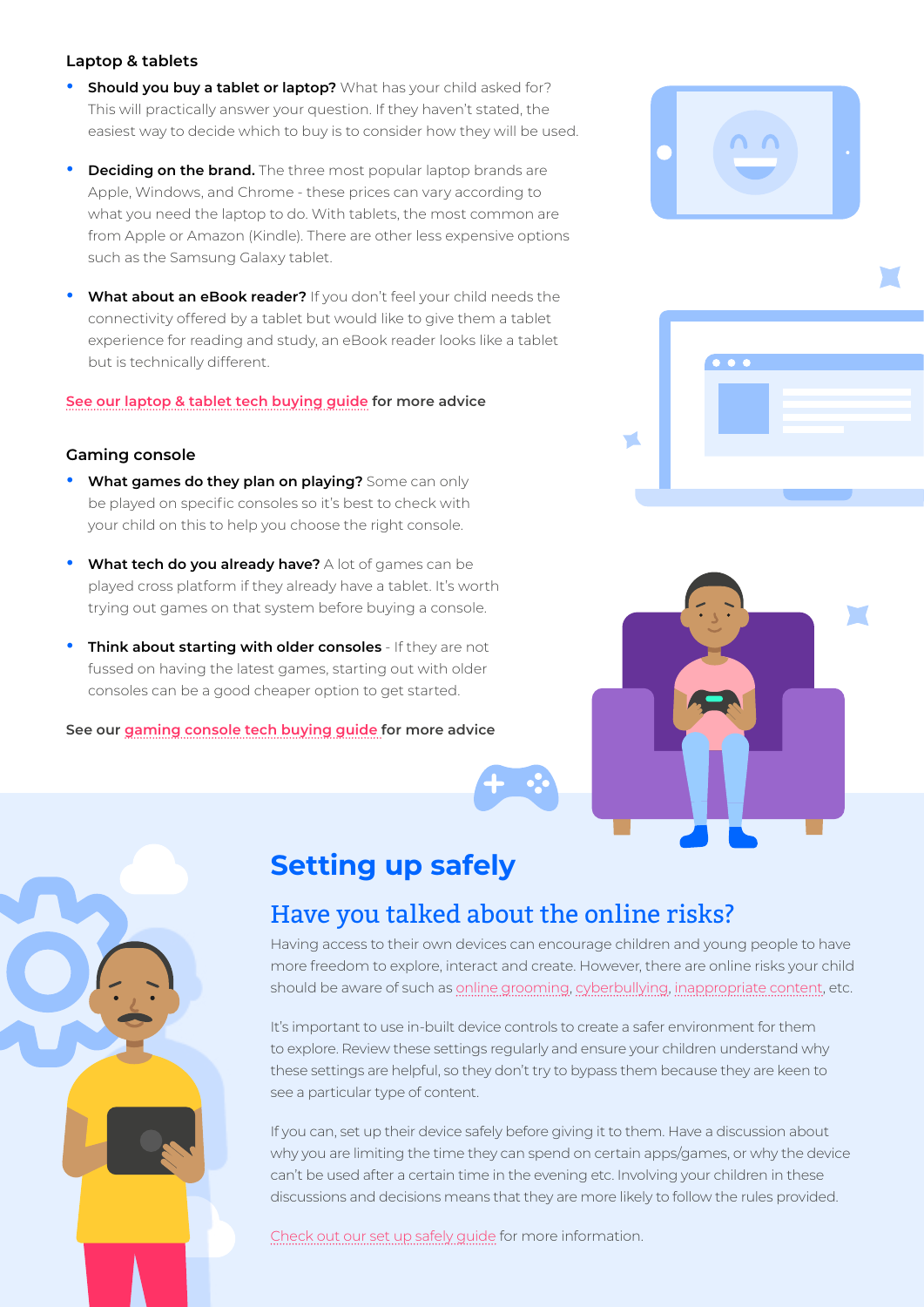### Laptop & tablets

- **Should you buy a tablet or laptop?** What has your child asked for? This will practically answer your question. If they haven't stated, the easiest way to decide which to buy is to consider how they will be used.
- **Deciding on the brand.** The three most popular laptop brands are Apple, Windows, and Chrome - these prices can vary according to what you need the laptop to do. With tablets, the most common are from Apple or Amazon (Kindle). There are other less expensive options such as the Samsung Galaxy tablet.
- **What about an eBook reader?** If you don't feel your child needs the connectivity offered by a tablet but would like to give them a tablet experience for reading and study, an eBook reader looks like a tablet but is technically different.

**See our laptop & tablet tech buying guide for more advice**

### Gaming console

- **What games do they plan on playing?** Some can only be played on specific consoles so it's best to check with your child on this to help you choose the right console.
- **What tech do you already have?** A lot of games can be played cross platform if they already have a tablet. It's worth trying out games on that system before buying a console.
- **Think about starting with older consoles** - If they are not fussed on having the latest games, starting out with older consoles can be a good cheaper option to get started.

**See our gaming console tech buying guide for more advice**

## Setting up safely

### Have you talked about the online risks?

Having access to their own devices can encourage children and young people to have more freedom to explore, interact and create. However, there are online risks your child should be aware of such as online grooming, cyberbullying, inappropriate content, etc.

It's important to use in-built device controls to create a safer environment for them to explore. Review these settings regularly and ensure your children understand why these settings are helpful, so they don't try to bypass them because they are keen to see a particular type of content.

If you can, set up their device safely before giving it to them. Have a discussion about why you are limiting the time they can spend on certain apps/games, or why the device can't be used after a certain time in the evening etc. Involving your children in these discussions and decisions means that they are more likely to follow the rules provided.

Check out our set up safely guide for more information.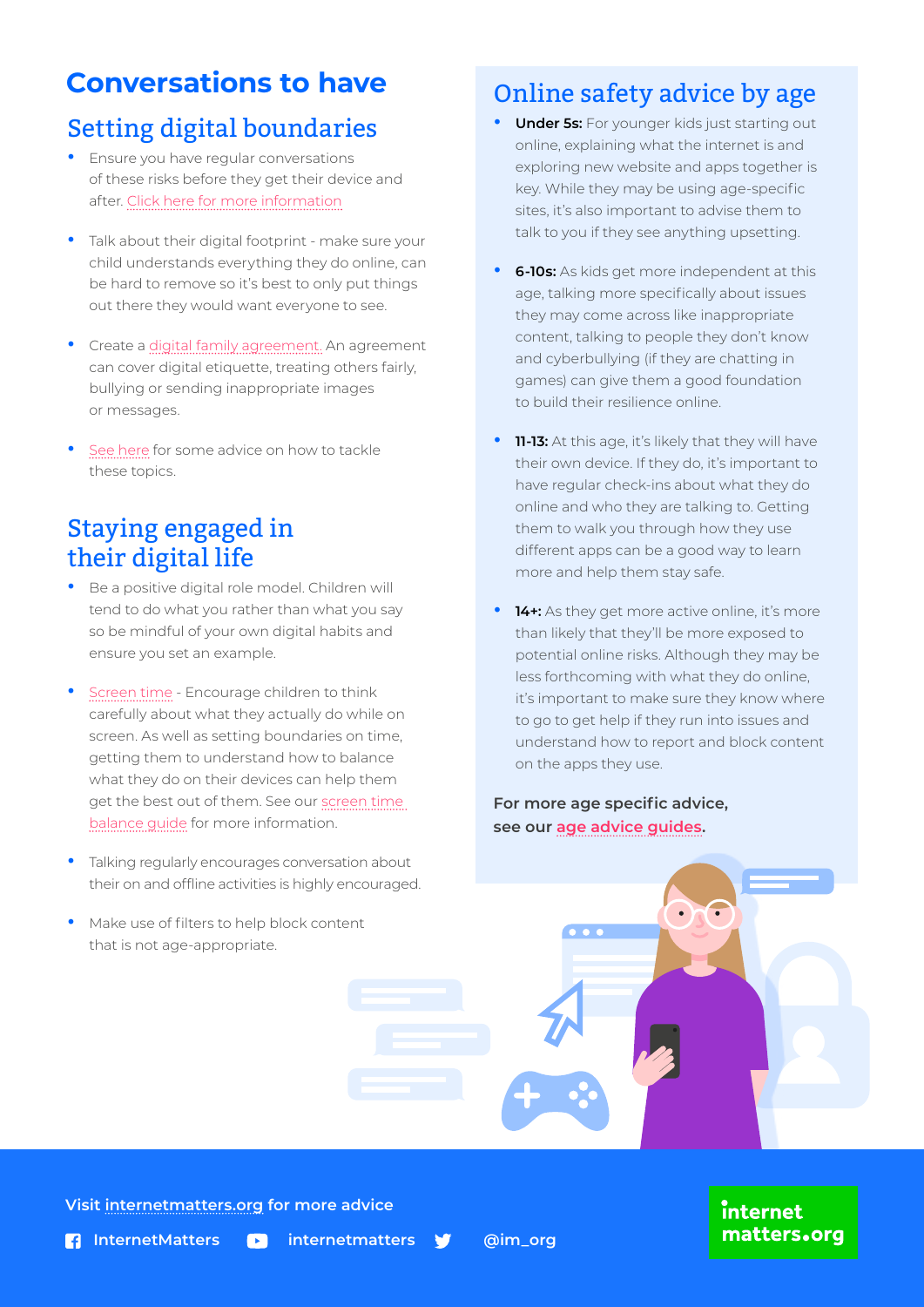# Conversations to have

## Setting digital boundaries

- Ensure you have regular conversations of these risks before they get their device and after. Click here for more information
- Talk about their digital footprint - make sure your child understands everything they do online, can be hard to remove so it's best to only put things out there they would want everyone to see.
- Create a digital family agreement. An agreement can cover digital etiquette, treating others fairly, bullying or sending inappropriate images or messages.
- See here for some advice on how to tackle these topics.

## Staying engaged in their digital life

- Be a positive digital role model. Children will tend to do what you rather than what you say so be mindful of your own digital habits and ensure you set an example.
- Screen time - Encourage children to think carefully about what they actually do while on screen. As well as setting boundaries on time, getting them to understand how to balance what they do on their devices can help them get the best out of them. See our screen time balance guide for more information.
- Talking regularly encourages conversation about their on and offline activities is highly encouraged.
- Make use of filters to help block content that is not age-appropriate.

## Online safety advice by age

- **Under 5s:** For younger kids just starting out online, explaining what the internet is and exploring new website and apps together is key. While they may be using age-specific sites, it's also important to advise them to talk to you if they see anything upsetting.
- **6-10s:** As kids get more independent at this age, talking more specifically about issues they may come across like inappropriate content, talking to people they don't know and cyberbullying (if they are chatting in games) can give them a good foundation to build their resilience online.
- **11-13:** At this age, it's likely that they will have their own device. If they do, it's important to have regular check-ins about what they do online and who they are talking to. Getting them to walk you through how they use different apps can be a good way to learn more and help them stay safe.
- **14+:** As they get more active online, it's more than likely that they'll be more exposed to potential online risks. Although they may be less forthcoming with what they do online, it's important to make sure they know where to go to get help if they run into issues and understand how to report and block content on the apps they use.

**For more age specific advice, see our age advice guides.**

Visit internetmatters.org for more advice

InternetMatters internetmatters @im_org

internet matters.org